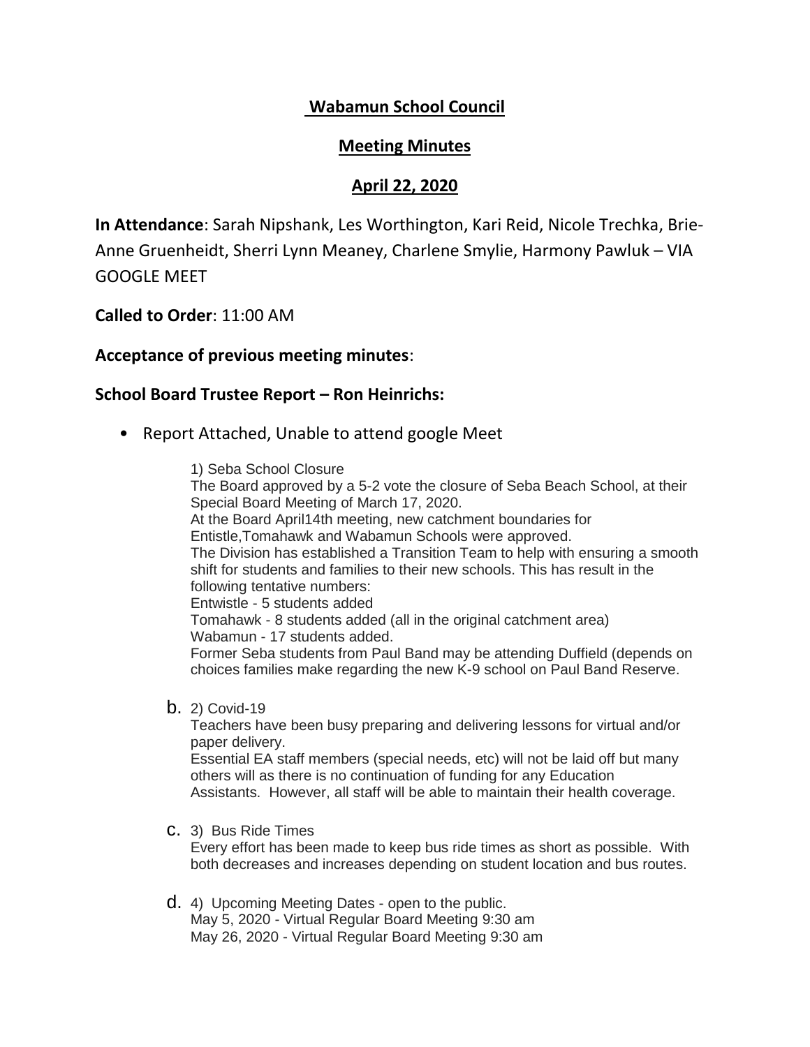**Wabamun School Council**

**Meeting Minutes**

**April 22, 2020**

**In Attendance**: Sarah Nipshank, Les Worthington, Kari Reid, Nicole Trechka, Brie-Anne Gruenheidt, Sherri Lynn Meaney, Charlene Smylie, Harmony Pawluk – VIA GOOGLE MEET

**Called to Order**: 11:00 AM

**Acceptance of previous meeting minutes**:

**School Board Trustee Report – Ron Heinrichs:**

- Report Attached, Unable to attend google Meet

1) Seba School Closure
The Board approved by a 5-2 vote the closure of Seba Beach School, at their Special Board Meeting of March 17, 2020.
At the Board April14th meeting, new catchment boundaries for Entistle,Tomahawk and Wabamun Schools were approved.
The Division has established a Transition Team to help with ensuring a smooth shift for students and families to their new schools. This has result in the following tentative numbers:
Entwistle - 5 students added
Tomahawk - 8 students added (all in the original catchment area)
Wabamun - 17 students added.
Former Seba students from Paul Band may be attending Duffield (depends on choices families make regarding the new K-9 school on Paul Band Reserve.

b. 2) Covid-19
Teachers have been busy preparing and delivering lessons for virtual and/or paper delivery.
Essential EA staff members (special needs, etc) will not be laid off but many others will as there is no continuation of funding for any Education Assistants. However, all staff will be able to maintain their health coverage.

c. 3) Bus Ride Times
Every effort has been made to keep bus ride times as short as possible. With both decreases and increases depending on student location and bus routes.

d. 4) Upcoming Meeting Dates - open to the public.
May 5, 2020 - Virtual Regular Board Meeting 9:30 am
May 26, 2020 - Virtual Regular Board Meeting 9:30 am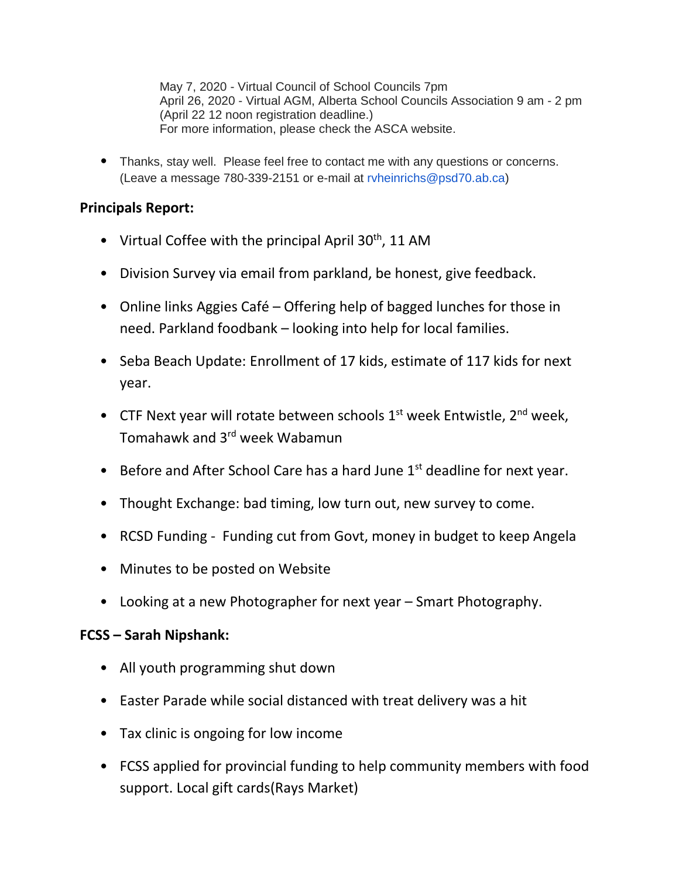May 7, 2020 - Virtual Council of School Councils 7pm
April 26, 2020 - Virtual AGM, Alberta School Councils Association 9 am - 2 pm
(April 22 12 noon registration deadline.)
For more information, please check the ASCA website.

- Thanks, stay well. Please feel free to contact me with any questions or concerns. (Leave a message 780-339-2151 or e-mail at rvheinrichs@psd70.ab.ca)

**Principals Report:**

- Virtual Coffee with the principal April 30th, 11 AM
- Division Survey via email from parkland, be honest, give feedback.
- Online links Aggies Café – Offering help of bagged lunches for those in need. Parkland foodbank – looking into help for local families.
- Seba Beach Update: Enrollment of 17 kids, estimate of 117 kids for next year.
- CTF Next year will rotate between schools 1st week Entwistle, 2nd week, Tomahawk and 3rd week Wabamun
- Before and After School Care has a hard June 1st deadline for next year.
- Thought Exchange: bad timing, low turn out, new survey to come.
- RCSD Funding - Funding cut from Govt, money in budget to keep Angela
- Minutes to be posted on Website
- Looking at a new Photographer for next year – Smart Photography.

**FCSS – Sarah Nipshank:**

- All youth programming shut down
- Easter Parade while social distanced with treat delivery was a hit
- Tax clinic is ongoing for low income
- FCSS applied for provincial funding to help community members with food support. Local gift cards(Rays Market)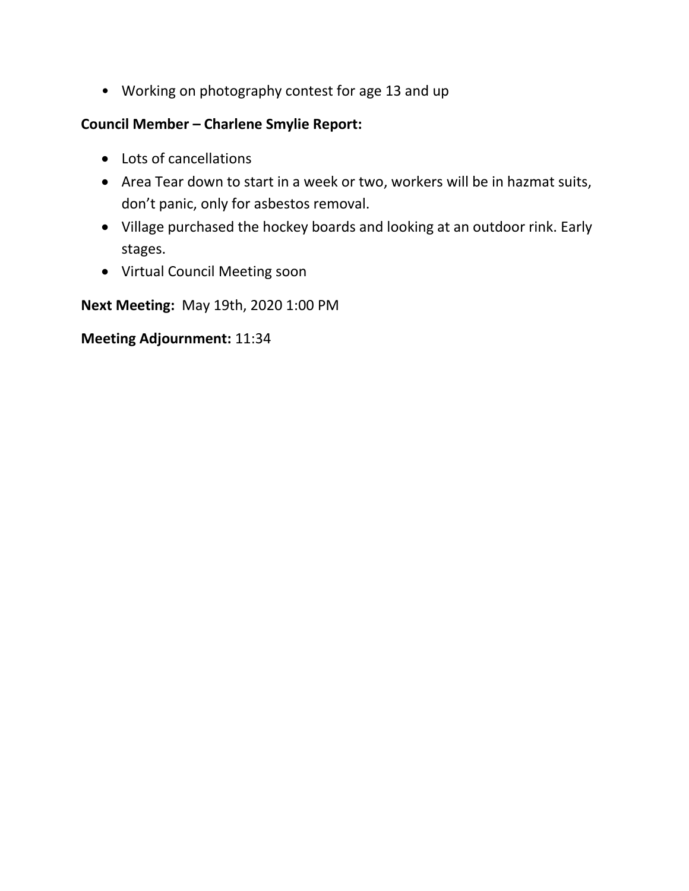- Working on photography contest for age 13 and up

**Council Member – Charlene Smylie Report:**

- Lots of cancellations
- Area Tear down to start in a week or two, workers will be in hazmat suits, don't panic, only for asbestos removal.
- Village purchased the hockey boards and looking at an outdoor rink. Early stages.
- Virtual Council Meeting soon

**Next Meeting:** May 19th, 2020 1:00 PM

**Meeting Adjournment:** 11:34